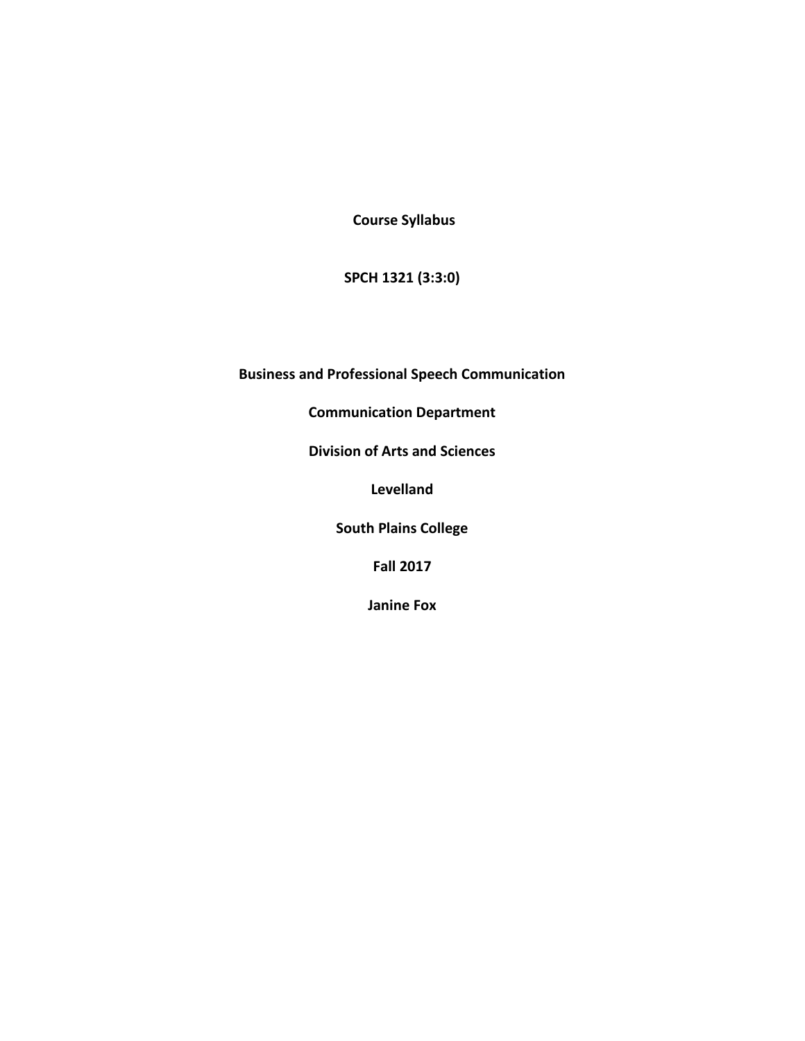**Course Syllabus**

**SPCH 1321 (3:3:0)**

**Business and Professional Speech Communication**

**Communication Department**

**Division of Arts and Sciences**

**Levelland**

**South Plains College**

**Fall 2017**

**Janine Fox**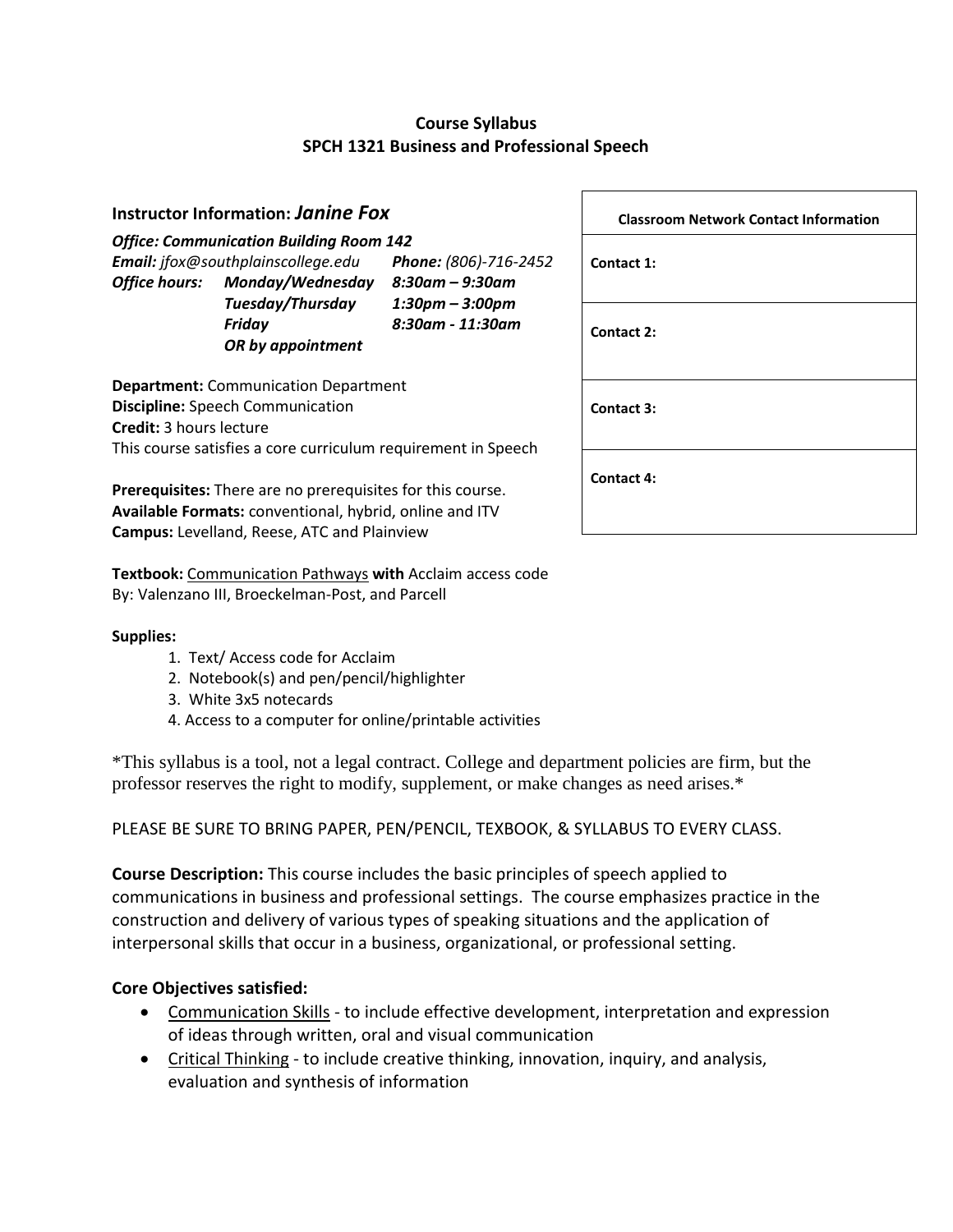**Course Syllabus**
**SPCH 1321 Business and Professional Speech**

**Instructor Information:** ***Janine Fox***

***Office: Communication Building Room 142***
***Email:*** *jfox@southplainscollege.edu* ***Phone:*** *(806)-716-2452*
***Office hours:*** ***Monday/Wednesday 8:30am – 9:30am***
***Tuesday/Thursday 1:30pm – 3:00pm***
***Friday 8:30am - 11:30am***
***OR by appointment***

**Department:** Communication Department
**Discipline:** Speech Communication
**Credit:** 3 hours lecture
This course satisfies a core curriculum requirement in Speech

**Prerequisites:** There are no prerequisites for this course.
**Available Formats:** conventional, hybrid, online and ITV
**Campus:** Levelland, Reese, ATC and Plainview

**Textbook:** Communication Pathways **with** Acclaim access code
By: Valenzano III, Broeckelman-Post, and Parcell

| Classroom Network Contact Information |
| --- |
| **Contact 1:** |
| **Contact 2:** |
| **Contact 3:** |
| **Contact 4:** |

**Supplies:**

1. Text/ Access code for Acclaim
2. Notebook(s) and pen/pencil/highlighter
3. White 3x5 notecards
4. Access to a computer for online/printable activities

*This syllabus is a tool, not a legal contract. College and department policies are firm, but the professor reserves the right to modify, supplement, or make changes as need arises.*

PLEASE BE SURE TO BRING PAPER, PEN/PENCIL, TEXBOOK, & SYLLABUS TO EVERY CLASS.

**Course Description:** This course includes the basic principles of speech applied to communications in business and professional settings. The course emphasizes practice in the construction and delivery of various types of speaking situations and the application of interpersonal skills that occur in a business, organizational, or professional setting.

**Core Objectives satisfied:**

- Communication Skills - to include effective development, interpretation and expression of ideas through written, oral and visual communication
- Critical Thinking - to include creative thinking, innovation, inquiry, and analysis, evaluation and synthesis of information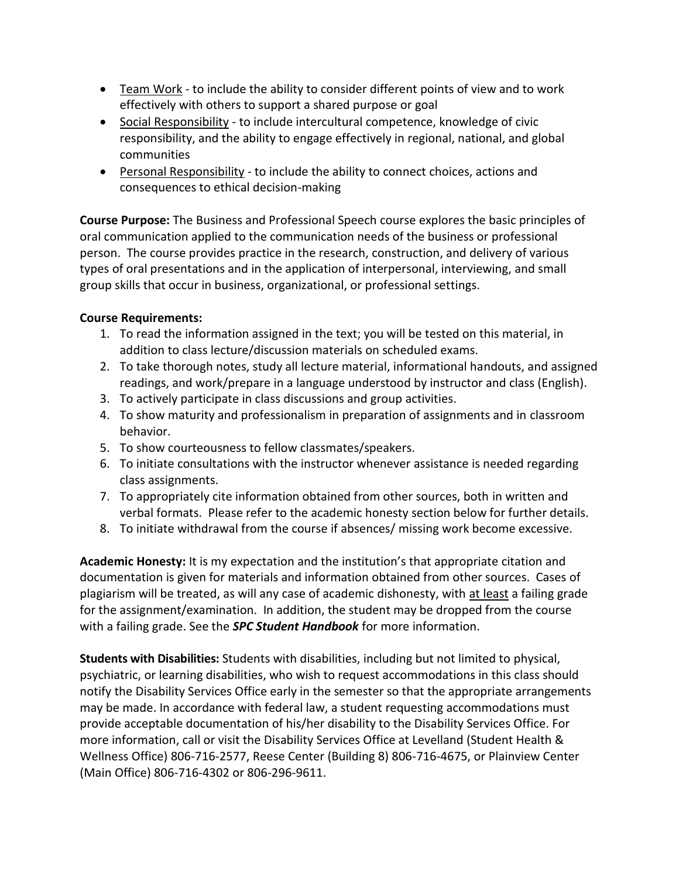- Team Work - to include the ability to consider different points of view and to work effectively with others to support a shared purpose or goal
- Social Responsibility - to include intercultural competence, knowledge of civic responsibility, and the ability to engage effectively in regional, national, and global communities
- Personal Responsibility - to include the ability to connect choices, actions and consequences to ethical decision-making

**Course Purpose:** The Business and Professional Speech course explores the basic principles of oral communication applied to the communication needs of the business or professional person. The course provides practice in the research, construction, and delivery of various types of oral presentations and in the application of interpersonal, interviewing, and small group skills that occur in business, organizational, or professional settings.

**Course Requirements:**

1. To read the information assigned in the text; you will be tested on this material, in addition to class lecture/discussion materials on scheduled exams.
2. To take thorough notes, study all lecture material, informational handouts, and assigned readings, and work/prepare in a language understood by instructor and class (English).
3. To actively participate in class discussions and group activities.
4. To show maturity and professionalism in preparation of assignments and in classroom behavior.
5. To show courteousness to fellow classmates/speakers.
6. To initiate consultations with the instructor whenever assistance is needed regarding class assignments.
7. To appropriately cite information obtained from other sources, both in written and verbal formats. Please refer to the academic honesty section below for further details.
8. To initiate withdrawal from the course if absences/ missing work become excessive.

**Academic Honesty:** It is my expectation and the institution's that appropriate citation and documentation is given for materials and information obtained from other sources. Cases of plagiarism will be treated, as will any case of academic dishonesty, with at least a failing grade for the assignment/examination. In addition, the student may be dropped from the course with a failing grade. See the ***SPC Student Handbook*** for more information.

**Students with Disabilities:** Students with disabilities, including but not limited to physical, psychiatric, or learning disabilities, who wish to request accommodations in this class should notify the Disability Services Office early in the semester so that the appropriate arrangements may be made. In accordance with federal law, a student requesting accommodations must provide acceptable documentation of his/her disability to the Disability Services Office. For more information, call or visit the Disability Services Office at Levelland (Student Health & Wellness Office) 806-716-2577, Reese Center (Building 8) 806-716-4675, or Plainview Center (Main Office) 806-716-4302 or 806-296-9611.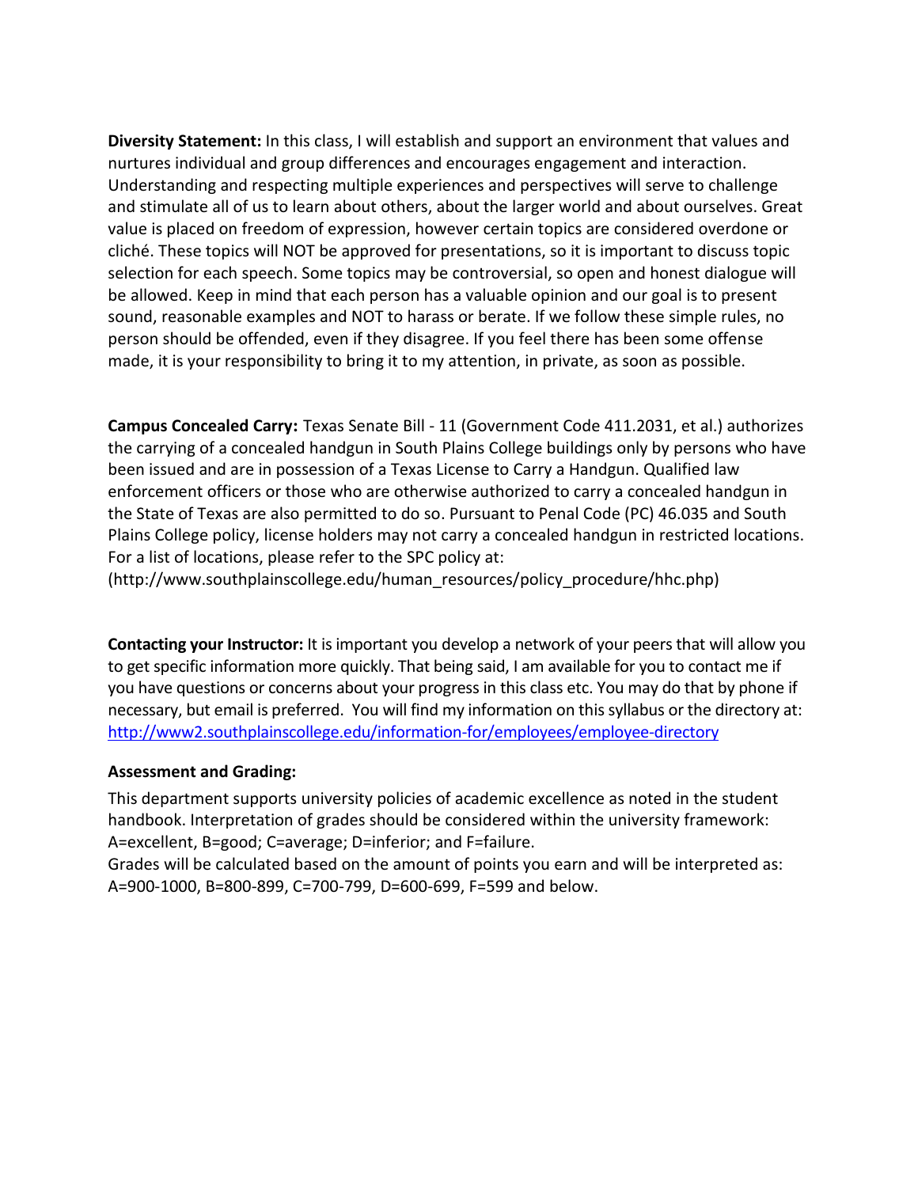**Diversity Statement:** In this class, I will establish and support an environment that values and nurtures individual and group differences and encourages engagement and interaction. Understanding and respecting multiple experiences and perspectives will serve to challenge and stimulate all of us to learn about others, about the larger world and about ourselves. Great value is placed on freedom of expression, however certain topics are considered overdone or cliché. These topics will NOT be approved for presentations, so it is important to discuss topic selection for each speech. Some topics may be controversial, so open and honest dialogue will be allowed. Keep in mind that each person has a valuable opinion and our goal is to present sound, reasonable examples and NOT to harass or berate. If we follow these simple rules, no person should be offended, even if they disagree. If you feel there has been some offense made, it is your responsibility to bring it to my attention, in private, as soon as possible.

**Campus Concealed Carry:** Texas Senate Bill - 11 (Government Code 411.2031, et al.) authorizes the carrying of a concealed handgun in South Plains College buildings only by persons who have been issued and are in possession of a Texas License to Carry a Handgun. Qualified law enforcement officers or those who are otherwise authorized to carry a concealed handgun in the State of Texas are also permitted to do so. Pursuant to Penal Code (PC) 46.035 and South Plains College policy, license holders may not carry a concealed handgun in restricted locations. For a list of locations, please refer to the SPC policy at: (http://www.southplainscollege.edu/human_resources/policy_procedure/hhc.php)

**Contacting your Instructor:** It is important you develop a network of your peers that will allow you to get specific information more quickly. That being said, I am available for you to contact me if you have questions or concerns about your progress in this class etc. You may do that by phone if necessary, but email is preferred. You will find my information on this syllabus or the directory at: http://www2.southplainscollege.edu/information-for/employees/employee-directory

**Assessment and Grading:**

This department supports university policies of academic excellence as noted in the student handbook. Interpretation of grades should be considered within the university framework: A=excellent, B=good; C=average; D=inferior; and F=failure.
Grades will be calculated based on the amount of points you earn and will be interpreted as: A=900-1000, B=800-899, C=700-799, D=600-699, F=599 and below.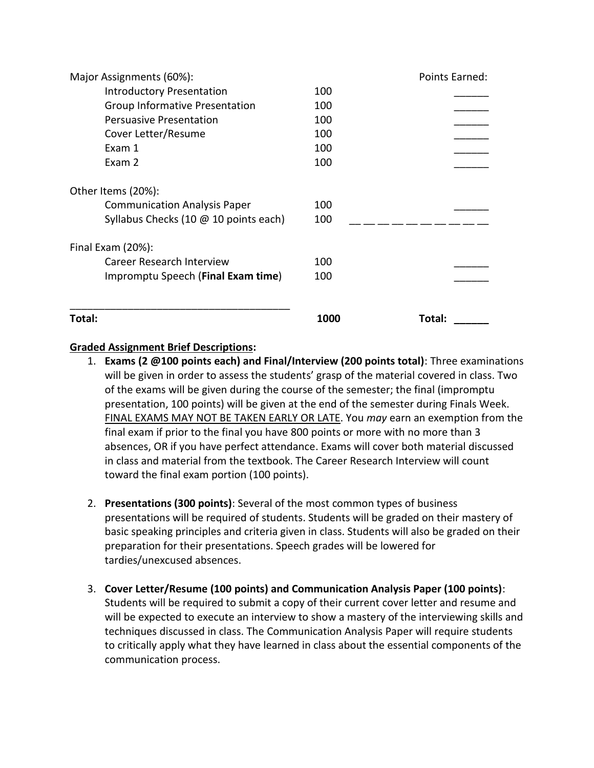| Major Assignments (60%): | | Points Earned: |
|---|---|---|
| Introductory Presentation | 100 | ______ |
| Group Informative Presentation | 100 | ______ |
| Persuasive Presentation | 100 | ______ |
| Cover Letter/Resume | 100 | ______ |
| Exam 1 | 100 | ______ |
| Exam 2 | 100 | ______ |
| **Other Items (20%):** | | |
| Communication Analysis Paper | 100 | ______ |
| Syllabus Checks (10 @ 10 points each) | 100 | __ __ __ __ __ __ __ __ __ __ |
| **Final Exam (20%):** | | |
| Career Research Interview | 100 | ______ |
| Impromptu Speech (**Final Exam time**) | 100 | ______ |
| **Total:** | **1000** | **Total:** ______ |

**<u>Graded Assignment Brief Descriptions:</u>**

1. **Exams (2 @100 points each) and Final/Interview (200 points total)**: Three examinations will be given in order to assess the students' grasp of the material covered in class. Two of the exams will be given during the course of the semester; the final (impromptu presentation, 100 points) will be given at the end of the semester during Finals Week. <u>FINAL EXAMS MAY NOT BE TAKEN EARLY OR LATE</u>. You *may* earn an exemption from the final exam if prior to the final you have 800 points or more with no more than 3 absences, OR if you have perfect attendance. Exams will cover both material discussed in class and material from the textbook. The Career Research Interview will count toward the final exam portion (100 points).

2. **Presentations (300 points)**: Several of the most common types of business presentations will be required of students. Students will be graded on their mastery of basic speaking principles and criteria given in class. Students will also be graded on their preparation for their presentations. Speech grades will be lowered for tardies/unexcused absences.

3. **Cover Letter/Resume (100 points) and Communication Analysis Paper (100 points)**: Students will be required to submit a copy of their current cover letter and resume and will be expected to execute an interview to show a mastery of the interviewing skills and techniques discussed in class. The Communication Analysis Paper will require students to critically apply what they have learned in class about the essential components of the communication process.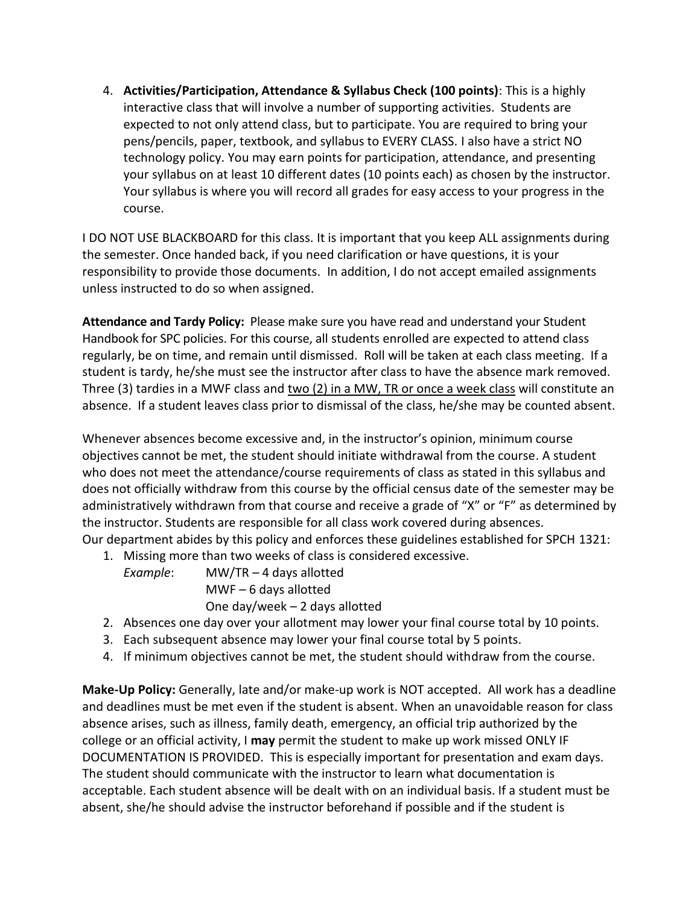4. **Activities/Participation, Attendance & Syllabus Check (100 points)**: This is a highly interactive class that will involve a number of supporting activities. Students are expected to not only attend class, but to participate. You are required to bring your pens/pencils, paper, textbook, and syllabus to EVERY CLASS. I also have a strict NO technology policy. You may earn points for participation, attendance, and presenting your syllabus on at least 10 different dates (10 points each) as chosen by the instructor. Your syllabus is where you will record all grades for easy access to your progress in the course.

I DO NOT USE BLACKBOARD for this class. It is important that you keep ALL assignments during the semester. Once handed back, if you need clarification or have questions, it is your responsibility to provide those documents. In addition, I do not accept emailed assignments unless instructed to do so when assigned.

**Attendance and Tardy Policy:** Please make sure you have read and understand your Student Handbook for SPC policies. For this course, all students enrolled are expected to attend class regularly, be on time, and remain until dismissed. Roll will be taken at each class meeting. If a student is tardy, he/she must see the instructor after class to have the absence mark removed. Three (3) tardies in a MWF class and <u>two (2) in a MW, TR or once a week class</u> will constitute an absence. If a student leaves class prior to dismissal of the class, he/she may be counted absent.

Whenever absences become excessive and, in the instructor's opinion, minimum course objectives cannot be met, the student should initiate withdrawal from the course. A student who does not meet the attendance/course requirements of class as stated in this syllabus and does not officially withdraw from this course by the official census date of the semester may be administratively withdrawn from that course and receive a grade of "X" or "F" as determined by the instructor. Students are responsible for all class work covered during absences.
Our department abides by this policy and enforces these guidelines established for SPCH 1321:

1. Missing more than two weeks of class is considered excessive.
   *Example*: MW/TR – 4 days allotted
   MWF – 6 days allotted
   One day/week – 2 days allotted
2. Absences one day over your allotment may lower your final course total by 10 points.
3. Each subsequent absence may lower your final course total by 5 points.
4. If minimum objectives cannot be met, the student should withdraw from the course.

**Make-Up Policy:** Generally, late and/or make-up work is NOT accepted. All work has a deadline and deadlines must be met even if the student is absent. When an unavoidable reason for class absence arises, such as illness, family death, emergency, an official trip authorized by the college or an official activity, I **may** permit the student to make up work missed ONLY IF DOCUMENTATION IS PROVIDED. This is especially important for presentation and exam days. The student should communicate with the instructor to learn what documentation is acceptable. Each student absence will be dealt with on an individual basis. If a student must be absent, she/he should advise the instructor beforehand if possible and if the student is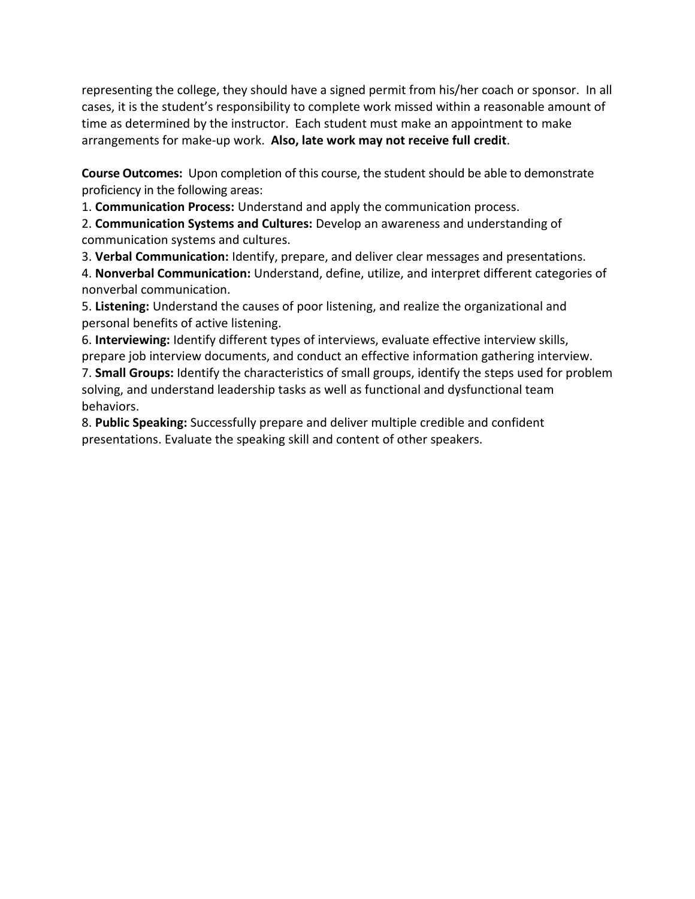representing the college, they should have a signed permit from his/her coach or sponsor. In all cases, it is the student's responsibility to complete work missed within a reasonable amount of time as determined by the instructor. Each student must make an appointment to make arrangements for make-up work. **Also, late work may not receive full credit**.

**Course Outcomes:** Upon completion of this course, the student should be able to demonstrate proficiency in the following areas:

1. **Communication Process:** Understand and apply the communication process.
2. **Communication Systems and Cultures:** Develop an awareness and understanding of communication systems and cultures.
3. **Verbal Communication:** Identify, prepare, and deliver clear messages and presentations.
4. **Nonverbal Communication:** Understand, define, utilize, and interpret different categories of nonverbal communication.
5. **Listening:** Understand the causes of poor listening, and realize the organizational and personal benefits of active listening.
6. **Interviewing:** Identify different types of interviews, evaluate effective interview skills, prepare job interview documents, and conduct an effective information gathering interview.
7. **Small Groups:** Identify the characteristics of small groups, identify the steps used for problem solving, and understand leadership tasks as well as functional and dysfunctional team behaviors.
8. **Public Speaking:** Successfully prepare and deliver multiple credible and confident presentations. Evaluate the speaking skill and content of other speakers.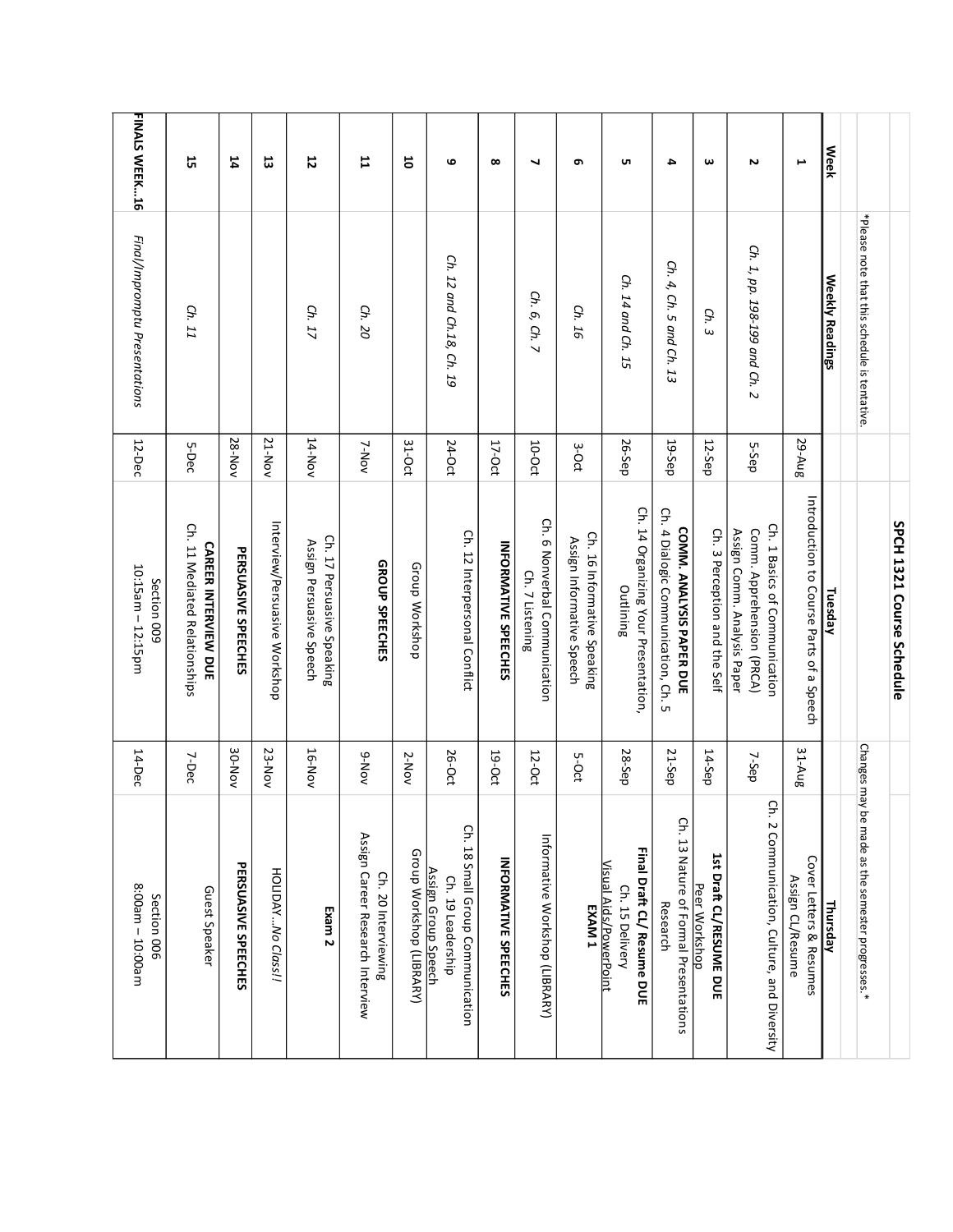# SPCH 1321 Course Schedule

*Please note that this schedule is tentative. Changes may be made as the semester progresses.*

| Week | Weekly Readings | | Tuesday | | Thursday |
|---|---|---|---|---|---|
| 1 | | 29-Aug | Introduction to Course Parts of a Speech | 31-Aug | Cover Letters & Resumes<br>Assign CL/Resume |
| 2 | *Ch. 1, pp. 198-199 and Ch. 2* | 5-Sep | Ch. 1 Basics of Communication<br>Comm. Apprehension (PRCA)<br>Assign Comm. Analysis Paper | 7-Sep | Ch. 2 Communication, Culture, and Diversity |
| 3 | *Ch. 3* | 12-Sep | Ch. 3 Perception and the Self | 14-Sep | **1st Draft CL/RESUME DUE**<br>Peer Workshop |
| 4 | *Ch. 4, Ch. 5 and Ch. 13* | 19-Sep | **COMM. ANALYSIS PAPER DUE**<br>Ch. 4 Dialogic Communication, Ch. 5 | 21-Sep | Ch. 13 Nature of Formal Presentations<br>Research |
| 5 | *Ch. 14 and Ch. 15* | 26-Sep | Ch. 14 Organizing Your Presentation, Outlining | 28-Sep | **Final Draft CL/ Resume DUE**<br>Ch. 15 Delivery<br>Visual Aids/PowerPoint |
| 6 | *Ch. 16* | 3-Oct | Ch. 16 Informative Speaking<br>Assign Informative Speech | 5-Oct | **EXAM 1** |
| 7 | *Ch. 6, Ch. 7* | 10-Oct | Ch. 6 Nonverbal Communication<br>Ch. 7 Listening | 12-Oct | Informative Workshop (LIBRARY) |
| 8 | | 17-Oct | **INFORMATIVE SPEECHES** | 19-Oct | **INFORMATIVE SPEECHES** |
| 9 | *Ch. 12 and Ch.18, Ch. 19* | 24-Oct | Ch. 12 Interpersonal Conflict | 26-Oct | Ch. 18 Small Group Communication<br>Ch. 19 Leadership<br>Assign Group Speech |
| 10 | | 31-Oct | Group Workshop | 2-Nov | Group Workshop (LIBRARY) |
| 11 | *Ch. 20* | 7-Nov | **GROUP SPEECHES** | 9-Nov | Ch. 20 Interviewing<br>Assign Career Research Interview |
| 12 | *Ch. 17* | 14-Nov | Ch. 17 Persuasive Speaking<br>Assign Persuasive Speech | 16-Nov | **Exam 2** |
| 13 | | 21-Nov | Interview/Persuasive Workshop | 23-Nov | HOLIDAY…*No Class!!* |
| 14 | | 28-Nov | **PERSUASIVE SPEECHES** | 30-Nov | **PERSUASIVE SPEECHES** |
| 15 | *Ch. 11* | 5-Dec | **CAREER INTERVIEW DUE**<br>Ch. 11 Mediated Relationships | 7-Dec | Guest Speaker |
| FINALS WEEK…16 | *Final/Impromptu Presentations* | 12-Dec | Section 009<br>10:15am – 12:15pm | 14-Dec | Section 006<br>8:00am – 10:00am |